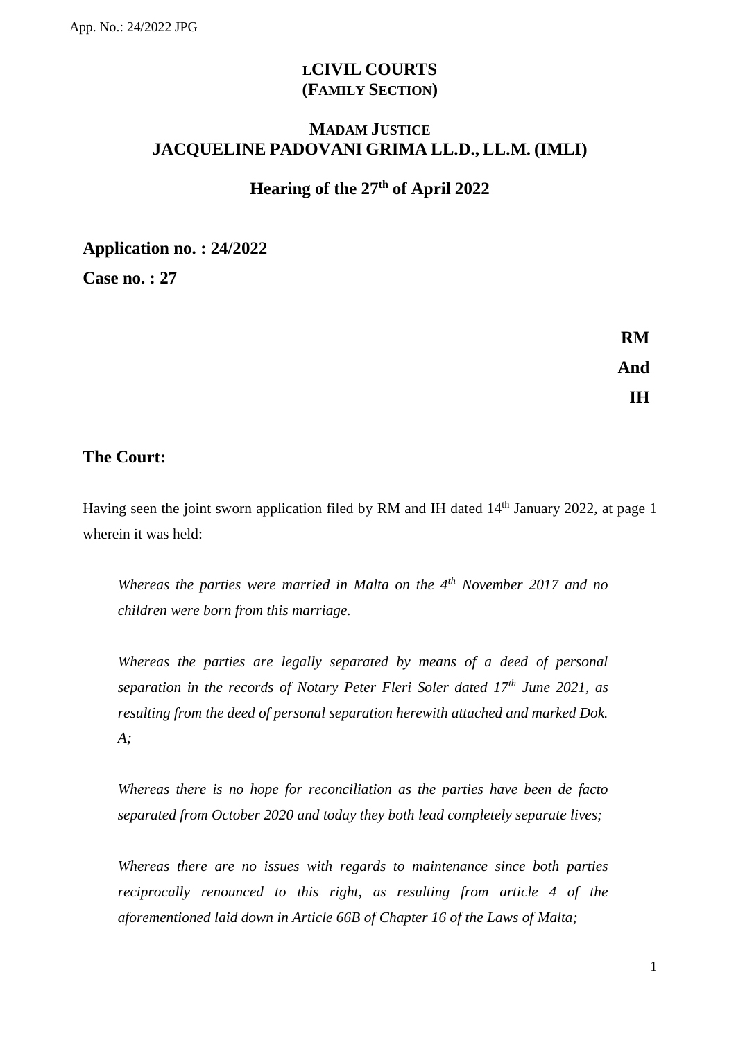# LCIVIL COURTS
## (FAMILY SECTION)

## MADAM JUSTICE
## JACQUELINE PADOVANI GRIMA LL.D., LL.M. (IMLI)

## Hearing of the 27th of April 2022

**Application no. : 24/2022**

**Case no. : 27**

**RM**

**And**

**IH**

### The Court:

Having seen the joint sworn application filed by RM and IH dated 14th January 2022, at page 1 wherein it was held:

*Whereas the parties were married in Malta on the 4th November 2017 and no children were born from this marriage.*

*Whereas the parties are legally separated by means of a deed of personal separation in the records of Notary Peter Fleri Soler dated 17th June 2021, as resulting from the deed of personal separation herewith attached and marked Dok. A;*

*Whereas there is no hope for reconciliation as the parties have been de facto separated from October 2020 and today they both lead completely separate lives;*

*Whereas there are no issues with regards to maintenance since both parties reciprocally renounced to this right, as resulting from article 4 of the aforementioned laid down in Article 66B of Chapter 16 of the Laws of Malta;*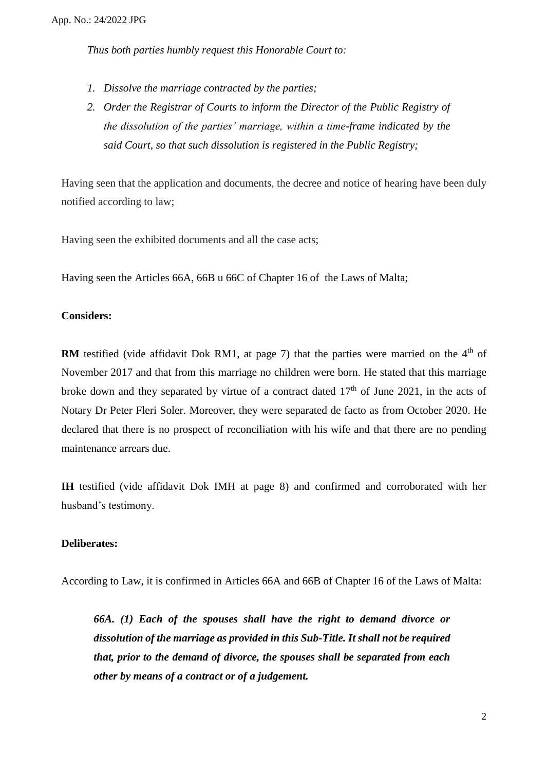*Thus both parties humbly request this Honorable Court to:*

1. *Dissolve the marriage contracted by the parties;*
2. *Order the Registrar of Courts to inform the Director of the Public Registry of the dissolution of the parties' marriage, within a time-frame indicated by the said Court, so that such dissolution is registered in the Public Registry;*

Having seen that the application and documents, the decree and notice of hearing have been duly notified according to law;

Having seen the exhibited documents and all the case acts;

Having seen the Articles 66A, 66B u 66C of Chapter 16 of the Laws of Malta;

**Considers:**

**RM** testified (vide affidavit Dok RM1, at page 7) that the parties were married on the 4th of November 2017 and that from this marriage no children were born. He stated that this marriage broke down and they separated by virtue of a contract dated 17th of June 2021, in the acts of Notary Dr Peter Fleri Soler. Moreover, they were separated de facto as from October 2020. He declared that there is no prospect of reconciliation with his wife and that there are no pending maintenance arrears due.

**IH** testified (vide affidavit Dok IMH at page 8) and confirmed and corroborated with her husband's testimony.

**Deliberates:**

According to Law, it is confirmed in Articles 66A and 66B of Chapter 16 of the Laws of Malta:

> ***66A. (1) Each of the spouses shall have the right to demand divorce or dissolution of the marriage as provided in this Sub-Title. It shall not be required that, prior to the demand of divorce, the spouses shall be separated from each other by means of a contract or of a judgement.***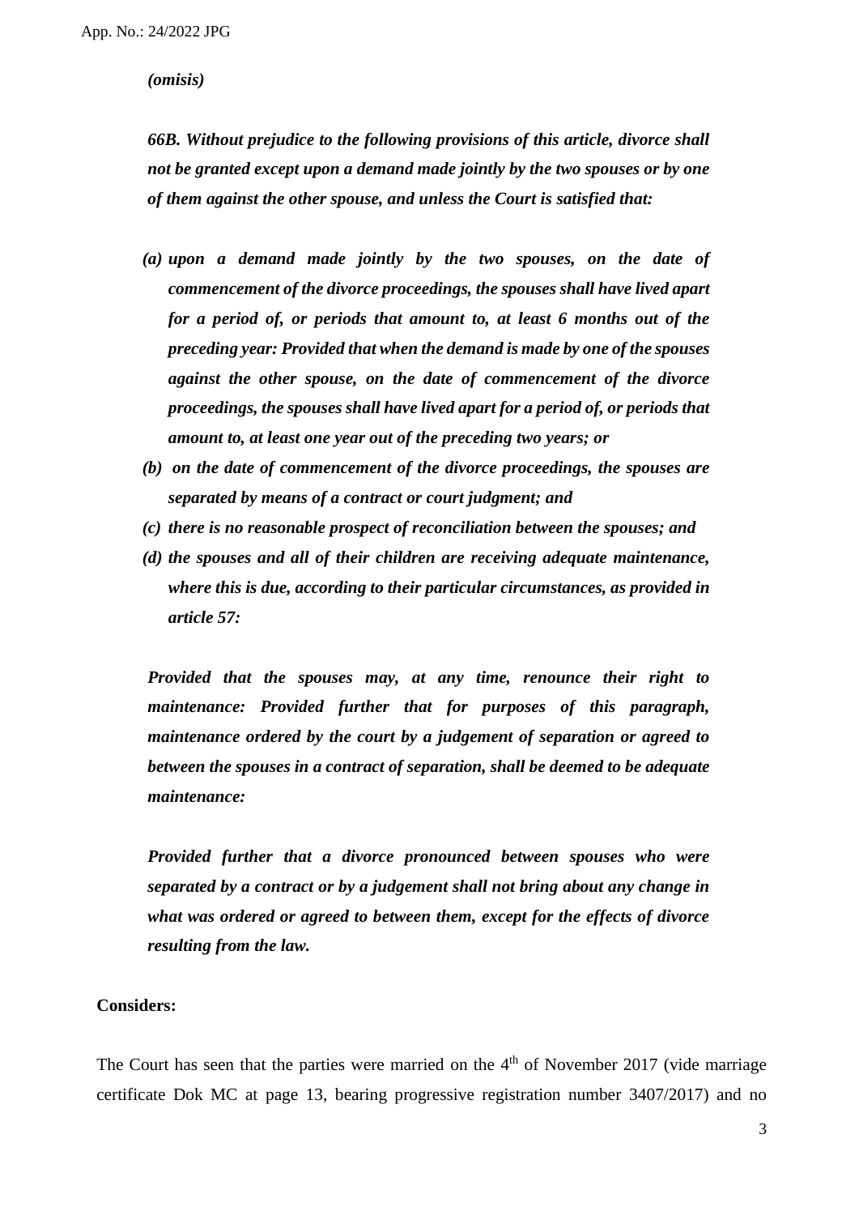***(omisis)***

***66B. Without prejudice to the following provisions of this article, divorce shall not be granted except upon a demand made jointly by the two spouses or by one of them against the other spouse, and unless the Court is satisfied that:***

***(a) upon a demand made jointly by the two spouses, on the date of commencement of the divorce proceedings, the spouses shall have lived apart for a period of, or periods that amount to, at least 6 months out of the preceding year: Provided that when the demand is made by one of the spouses against the other spouse, on the date of commencement of the divorce proceedings, the spouses shall have lived apart for a period of, or periods that amount to, at least one year out of the preceding two years; or***

***(b) on the date of commencement of the divorce proceedings, the spouses are separated by means of a contract or court judgment; and***

***(c) there is no reasonable prospect of reconciliation between the spouses; and***

***(d) the spouses and all of their children are receiving adequate maintenance, where this is due, according to their particular circumstances, as provided in article 57:***

***Provided that the spouses may, at any time, renounce their right to maintenance: Provided further that for purposes of this paragraph, maintenance ordered by the court by a judgement of separation or agreed to between the spouses in a contract of separation, shall be deemed to be adequate maintenance:***

***Provided further that a divorce pronounced between spouses who were separated by a contract or by a judgement shall not bring about any change in what was ordered or agreed to between them, except for the effects of divorce resulting from the law.***

**Considers:**

The Court has seen that the parties were married on the 4th of November 2017 (vide marriage certificate Dok MC at page 13, bearing progressive registration number 3407/2017) and no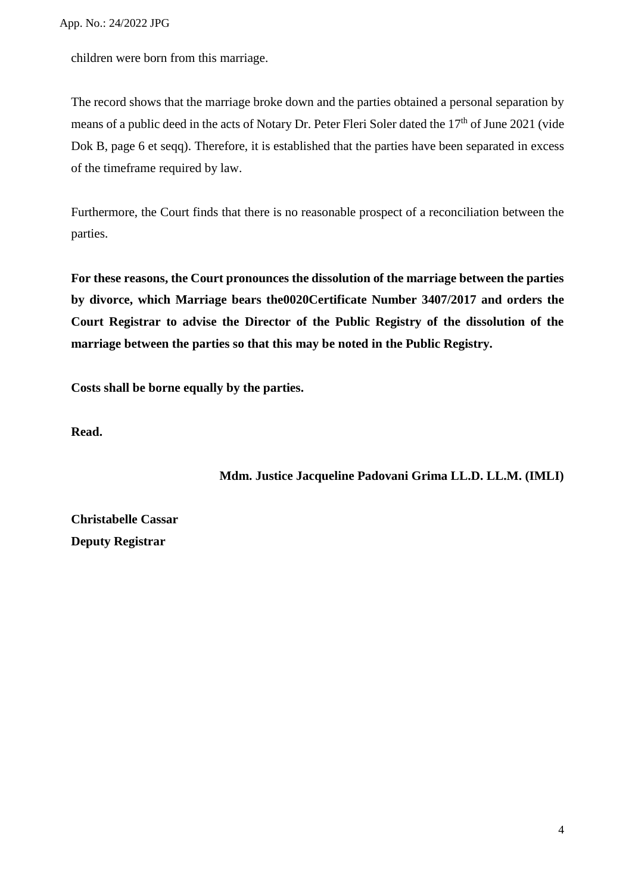children were born from this marriage.

The record shows that the marriage broke down and the parties obtained a personal separation by means of a public deed in the acts of Notary Dr. Peter Fleri Soler dated the 17th of June 2021 (vide Dok B, page 6 et seqq). Therefore, it is established that the parties have been separated in excess of the timeframe required by law.

Furthermore, the Court finds that there is no reasonable prospect of a reconciliation between the parties.

**For these reasons, the Court pronounces the dissolution of the marriage between the parties by divorce, which Marriage bears the0020Certificate Number 3407/2017 and orders the Court Registrar to advise the Director of the Public Registry of the dissolution of the marriage between the parties so that this may be noted in the Public Registry.**

**Costs shall be borne equally by the parties.**

**Read.**

**Mdm. Justice Jacqueline Padovani Grima LL.D. LL.M. (IMLI)**

**Christabelle Cassar**
**Deputy Registrar**